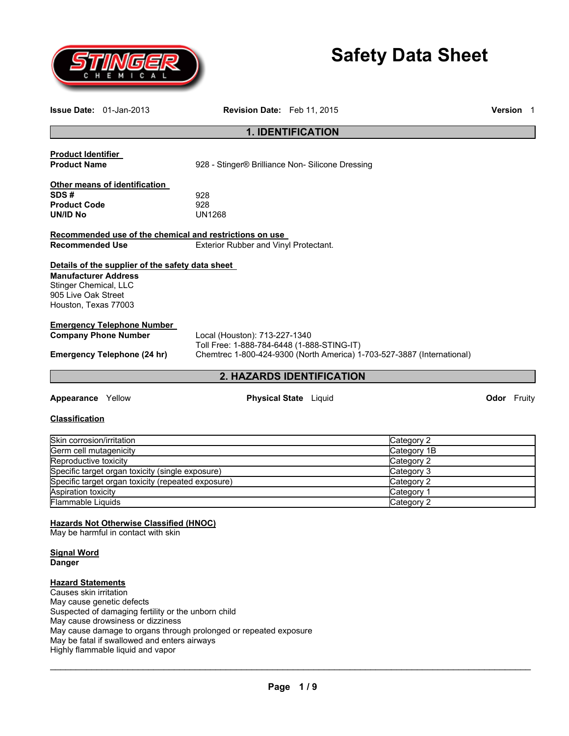# Safety Data Sheet

**Issue Date:** 01-Jan-2013 **Revision Date:** Feb 11, 2015 **Version** 1

## 1. IDENTIFICATION

**Product Identifier**

**Product Name** 928 - Stinger® Brilliance Non- Silicone Dressing

**Other means of identification**

**SDS #** 928
**Product Code** 928
**UN/ID No** UN1268

**Recommended use of the chemical and restrictions on use**

**Recommended Use** Exterior Rubber and Vinyl Protectant.

**Details of the supplier of the safety data sheet**

**Manufacturer Address**
Stinger Chemical, LLC
905 Live Oak Street
Houston, Texas 77003

**Emergency Telephone Number**

**Company Phone Number** Local (Houston): 713-227-1340
Toll Free: 1-888-784-6448 (1-888-STING-IT)

**Emergency Telephone (24 hr)** Chemtrec 1-800-424-9300 (North America) 1-703-527-3887 (International)

## 2. HAZARDS IDENTIFICATION

**Appearance** Yellow **Physical State** Liquid **Odor** Fruity

**Classification**

| | |
|---|---|
| Skin corrosion/irritation | Category 2 |
| Germ cell mutagenicity | Category 1B |
| Reproductive toxicity | Category 2 |
| Specific target organ toxicity (single exposure) | Category 3 |
| Specific target organ toxicity (repeated exposure) | Category 2 |
| Aspiration toxicity | Category 1 |
| Flammable Liquids | Category 2 |

**Hazards Not Otherwise Classified (HNOC)**

May be harmful in contact with skin

**Signal Word**

**Danger**

**Hazard Statements**

Causes skin irritation
May cause genetic defects
Suspected of damaging fertility or the unborn child
May cause drowsiness or dizziness
May cause damage to organs through prolonged or repeated exposure
May be fatal if swallowed and enters airways
Highly flammable liquid and vapor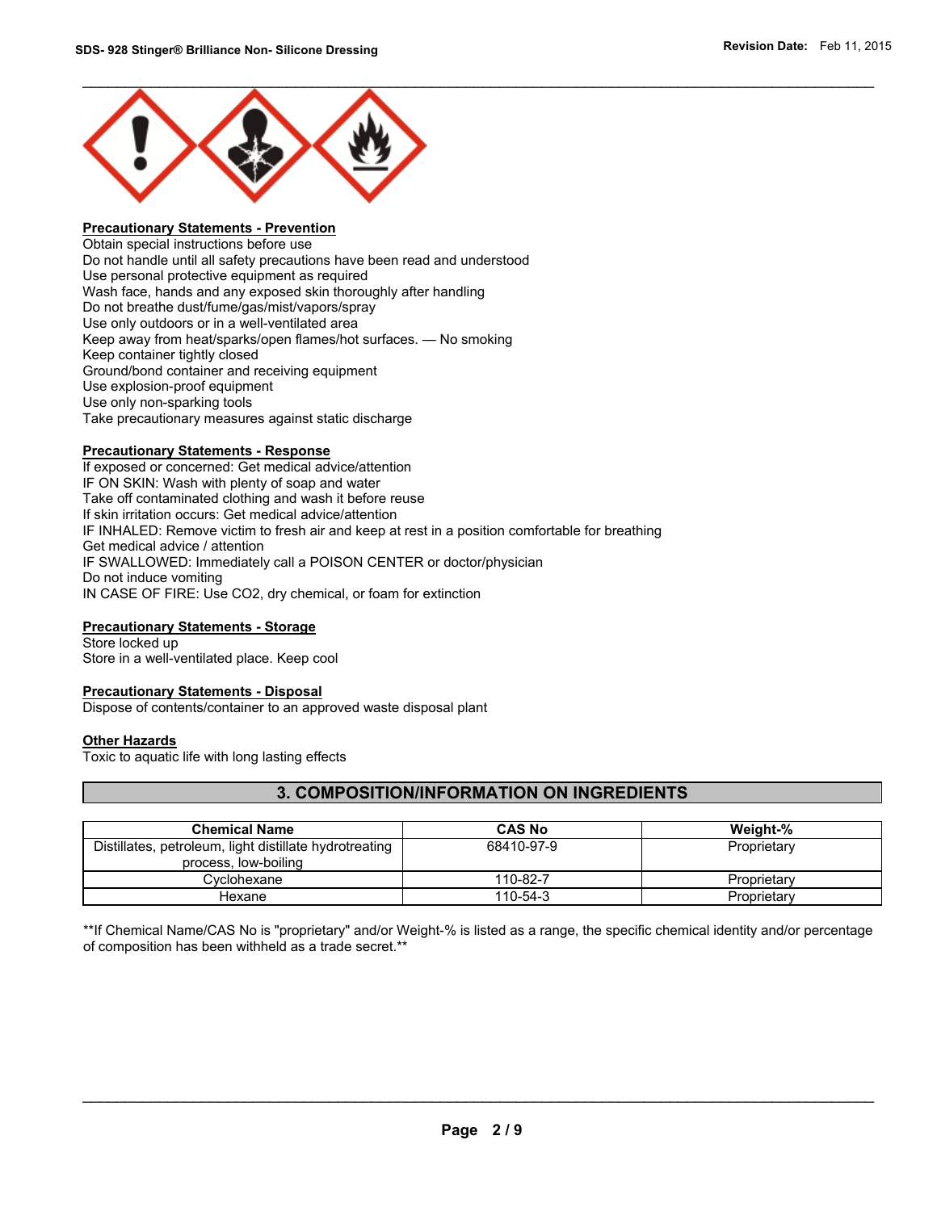**Precautionary Statements - Prevention**

Obtain special instructions before use
Do not handle until all safety precautions have been read and understood
Use personal protective equipment as required
Wash face, hands and any exposed skin thoroughly after handling
Do not breathe dust/fume/gas/mist/vapors/spray
Use only outdoors or in a well-ventilated area
Keep away from heat/sparks/open flames/hot surfaces. — No smoking
Keep container tightly closed
Ground/bond container and receiving equipment
Use explosion-proof equipment
Use only non-sparking tools
Take precautionary measures against static discharge

**Precautionary Statements - Response**

If exposed or concerned: Get medical advice/attention
IF ON SKIN: Wash with plenty of soap and water
Take off contaminated clothing and wash it before reuse
If skin irritation occurs: Get medical advice/attention
IF INHALED: Remove victim to fresh air and keep at rest in a position comfortable for breathing
Get medical advice / attention
IF SWALLOWED: Immediately call a POISON CENTER or doctor/physician
Do not induce vomiting
IN CASE OF FIRE: Use CO2, dry chemical, or foam for extinction

**Precautionary Statements - Storage**

Store locked up
Store in a well-ventilated place. Keep cool

**Precautionary Statements - Disposal**

Dispose of contents/container to an approved waste disposal plant

**Other Hazards**

Toxic to aquatic life with long lasting effects

## 3. COMPOSITION/INFORMATION ON INGREDIENTS

| Chemical Name | CAS No | Weight-% |
|---|---|---|
| Distillates, petroleum, light distillate hydrotreating process, low-boiling | 68410-97-9 | Proprietary |
| Cyclohexane | 110-82-7 | Proprietary |
| Hexane | 110-54-3 | Proprietary |

**If Chemical Name/CAS No is "proprietary" and/or Weight-% is listed as a range, the specific chemical identity and/or percentage of composition has been withheld as a trade secret.**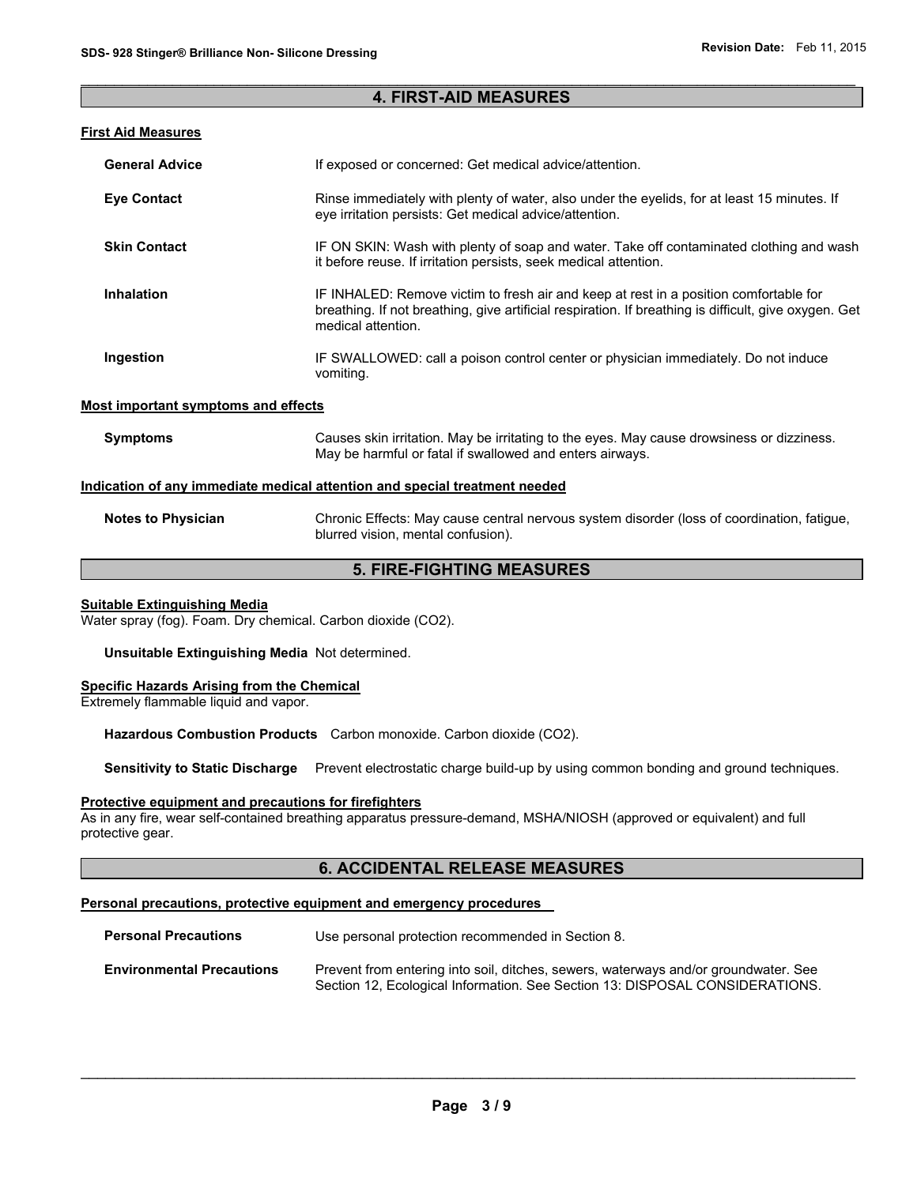## 4. FIRST-AID MEASURES

### First Aid Measures

**General Advice** If exposed or concerned: Get medical advice/attention.

**Eye Contact** Rinse immediately with plenty of water, also under the eyelids, for at least 15 minutes. If eye irritation persists: Get medical advice/attention.

**Skin Contact** IF ON SKIN: Wash with plenty of soap and water. Take off contaminated clothing and wash it before reuse. If irritation persists, seek medical attention.

**Inhalation** IF INHALED: Remove victim to fresh air and keep at rest in a position comfortable for breathing. If not breathing, give artificial respiration. If breathing is difficult, give oxygen. Get medical attention.

**Ingestion** IF SWALLOWED: call a poison control center or physician immediately. Do not induce vomiting.

### Most important symptoms and effects

**Symptoms** Causes skin irritation. May be irritating to the eyes. May cause drowsiness or dizziness. May be harmful or fatal if swallowed and enters airways.

### Indication of any immediate medical attention and special treatment needed

**Notes to Physician** Chronic Effects: May cause central nervous system disorder (loss of coordination, fatigue, blurred vision, mental confusion).

## 5. FIRE-FIGHTING MEASURES

### Suitable Extinguishing Media

Water spray (fog). Foam. Dry chemical. Carbon dioxide ($CO_2$).

**Unsuitable Extinguishing Media** Not determined.

### Specific Hazards Arising from the Chemical

Extremely flammable liquid and vapor.

**Hazardous Combustion Products** Carbon monoxide. Carbon dioxide ($CO_2$).

**Sensitivity to Static Discharge** Prevent electrostatic charge build-up by using common bonding and ground techniques.

### Protective equipment and precautions for firefighters

As in any fire, wear self-contained breathing apparatus pressure-demand, MSHA/NIOSH (approved or equivalent) and full protective gear.

## 6. ACCIDENTAL RELEASE MEASURES

### Personal precautions, protective equipment and emergency procedures

**Personal Precautions** Use personal protection recommended in Section 8.

**Environmental Precautions** Prevent from entering into soil, ditches, sewers, waterways and/or groundwater. See Section 12, Ecological Information. See Section 13: DISPOSAL CONSIDERATIONS.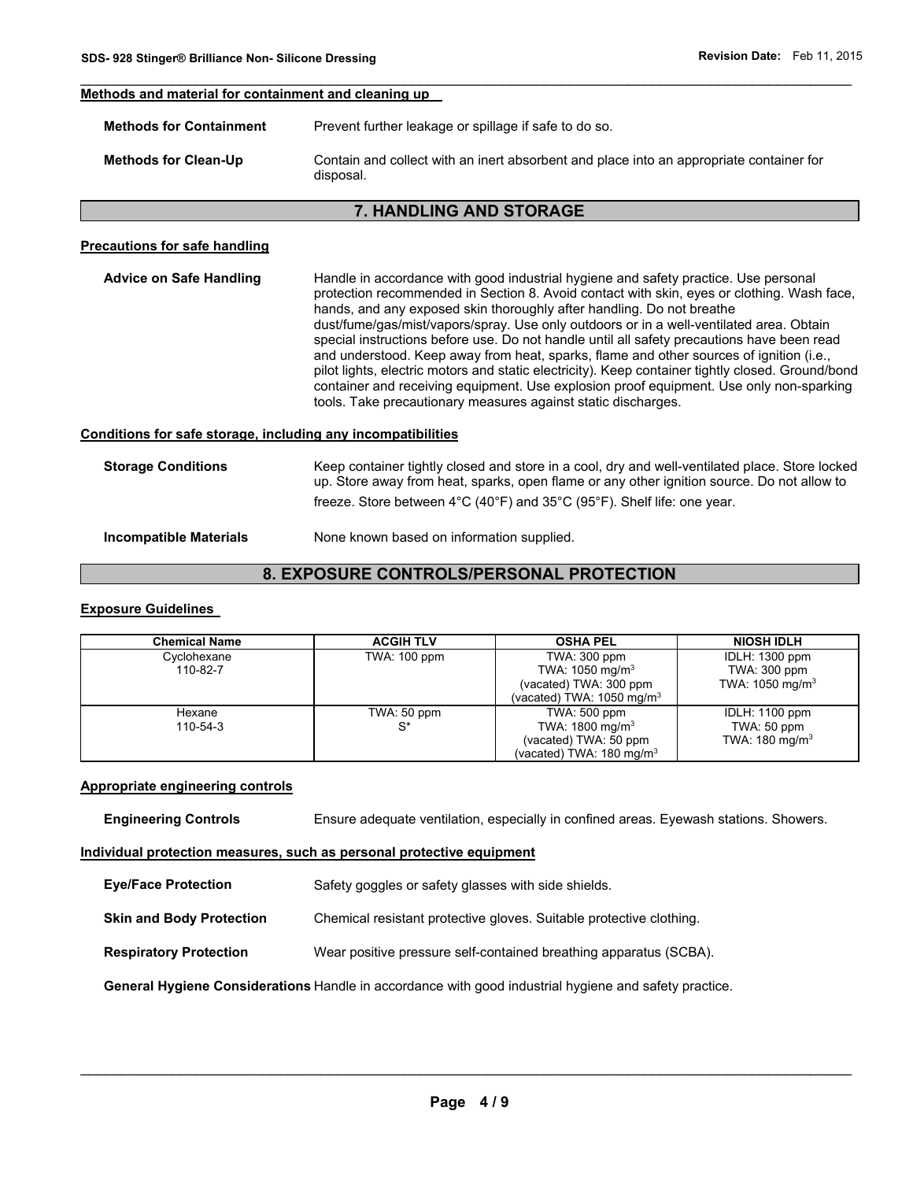**Methods and material for containment and cleaning up**

**Methods for Containment** Prevent further leakage or spillage if safe to do so.

**Methods for Clean-Up** Contain and collect with an inert absorbent and place into an appropriate container for disposal.

## 7. HANDLING AND STORAGE

**Precautions for safe handling**

**Advice on Safe Handling** Handle in accordance with good industrial hygiene and safety practice. Use personal protection recommended in Section 8. Avoid contact with skin, eyes or clothing. Wash face, hands, and any exposed skin thoroughly after handling. Do not breathe dust/fume/gas/mist/vapors/spray. Use only outdoors or in a well-ventilated area. Obtain special instructions before use. Do not handle until all safety precautions have been read and understood. Keep away from heat, sparks, flame and other sources of ignition (i.e., pilot lights, electric motors and static electricity). Keep container tightly closed. Ground/bond container and receiving equipment. Use explosion proof equipment. Use only non-sparking tools. Take precautionary measures against static discharges.

**Conditions for safe storage, including any incompatibilities**

**Storage Conditions** Keep container tightly closed and store in a cool, dry and well-ventilated place. Store locked up. Store away from heat, sparks, open flame or any other ignition source. Do not allow to freeze. Store between 4°C (40°F) and 35°C (95°F). Shelf life: one year.

**Incompatible Materials** None known based on information supplied.

## 8. EXPOSURE CONTROLS/PERSONAL PROTECTION

**Exposure Guidelines**

| Chemical Name | ACGIH TLV | OSHA PEL | NIOSH IDLH |
|---|---|---|---|
| Cyclohexane<br>110-82-7 | TWA: 100 ppm | TWA: 300 ppm<br>TWA: 1050 mg/m$^3$<br>(vacated) TWA: 300 ppm<br>(vacated) TWA: 1050 mg/m$^3$ | IDLH: 1300 ppm<br>TWA: 300 ppm<br>TWA: 1050 mg/m$^3$ |
| Hexane<br>110-54-3 | TWA: 50 ppm<br>S* | TWA: 500 ppm<br>TWA: 1800 mg/m$^3$<br>(vacated) TWA: 50 ppm<br>(vacated) TWA: 180 mg/m$^3$ | IDLH: 1100 ppm<br>TWA: 50 ppm<br>TWA: 180 mg/m$^3$ |

**Appropriate engineering controls**

**Engineering Controls** Ensure adequate ventilation, especially in confined areas. Eyewash stations. Showers.

**Individual protection measures, such as personal protective equipment**

**Eye/Face Protection** Safety goggles or safety glasses with side shields.

**Skin and Body Protection** Chemical resistant protective gloves. Suitable protective clothing.

**Respiratory Protection** Wear positive pressure self-contained breathing apparatus (SCBA).

**General Hygiene Considerations** Handle in accordance with good industrial hygiene and safety practice.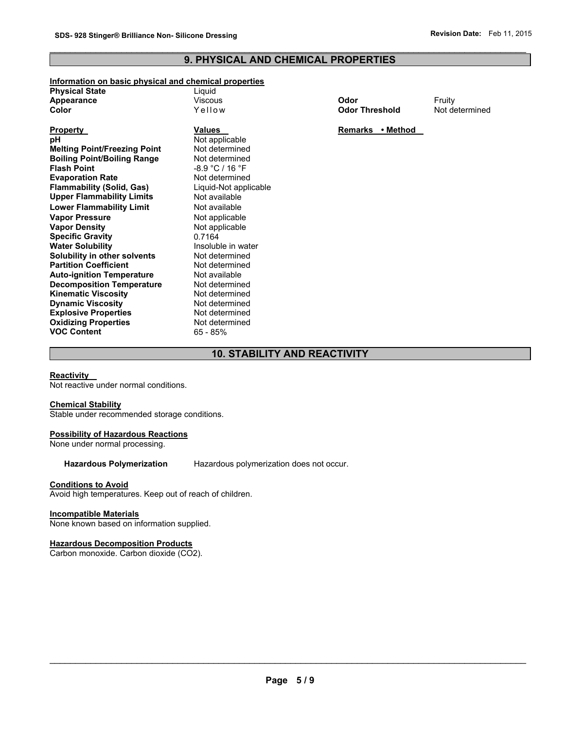## 9. PHYSICAL AND CHEMICAL PROPERTIES

**Information on basic physical and chemical properties**

| | | | |
|---|---|---|---|
| **Physical State** | Liquid | | |
| **Appearance** | Viscous | **Odor** | Fruity |
| **Color** | Yellow | **Odor Threshold** | Not determined |

| **Property** | **Values** | **Remarks • Method** |
|---|---|---|
| **pH** | Not applicable | |
| **Melting Point/Freezing Point** | Not determined | |
| **Boiling Point/Boiling Range** | Not determined | |
| **Flash Point** | -8.9 °C / 16 °F | |
| **Evaporation Rate** | Not determined | |
| **Flammability (Solid, Gas)** | Liquid-Not applicable | |
| **Upper Flammability Limits** | Not available | |
| **Lower Flammability Limit** | Not available | |
| **Vapor Pressure** | Not applicable | |
| **Vapor Density** | Not applicable | |
| **Specific Gravity** | 0.7164 | |
| **Water Solubility** | Insoluble in water | |
| **Solubility in other solvents** | Not determined | |
| **Partition Coefficient** | Not determined | |
| **Auto-ignition Temperature** | Not available | |
| **Decomposition Temperature** | Not determined | |
| **Kinematic Viscosity** | Not determined | |
| **Dynamic Viscosity** | Not determined | |
| **Explosive Properties** | Not determined | |
| **Oxidizing Properties** | Not determined | |
| **VOC Content** | 65 - 85% | |

## 10. STABILITY AND REACTIVITY

**Reactivity**

Not reactive under normal conditions.

**Chemical Stability**

Stable under recommended storage conditions.

**Possibility of Hazardous Reactions**

None under normal processing.

**Hazardous Polymerization** Hazardous polymerization does not occur.

**Conditions to Avoid**

Avoid high temperatures. Keep out of reach of children.

**Incompatible Materials**

None known based on information supplied.

**Hazardous Decomposition Products**

Carbon monoxide. Carbon dioxide ($CO_2$).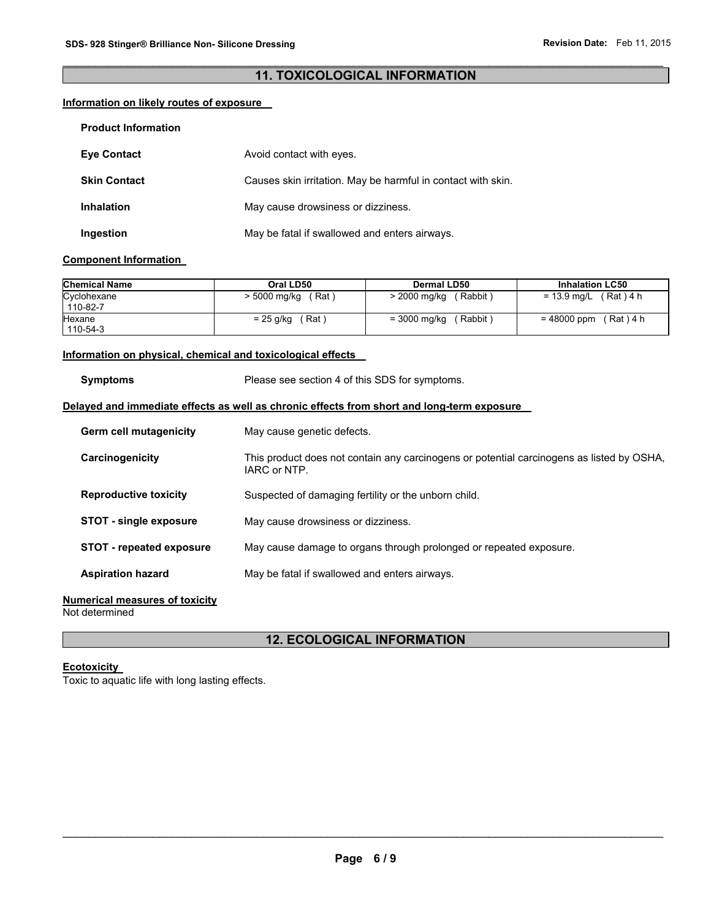## 11. TOXICOLOGICAL INFORMATION

### Information on likely routes of exposure

**Product Information**

**Eye Contact** Avoid contact with eyes.

**Skin Contact** Causes skin irritation. May be harmful in contact with skin.

**Inhalation** May cause drowsiness or dizziness.

**Ingestion** May be fatal if swallowed and enters airways.

### Component Information

| Chemical Name | Oral LD50 | Dermal LD50 | Inhalation LC50 |
| --- | --- | --- | --- |
| Cyclohexane<br>110-82-7 | > 5000 mg/kg ( Rat ) | > 2000 mg/kg ( Rabbit ) | = 13.9 mg/L ( Rat ) 4 h |
| Hexane<br>110-54-3 | = 25 g/kg ( Rat ) | = 3000 mg/kg ( Rabbit ) | = 48000 ppm ( Rat ) 4 h |

### Information on physical, chemical and toxicological effects

**Symptoms** Please see section 4 of this SDS for symptoms.

### Delayed and immediate effects as well as chronic effects from short and long-term exposure

**Germ cell mutagenicity** May cause genetic defects.

**Carcinogenicity** This product does not contain any carcinogens or potential carcinogens as listed by OSHA, IARC or NTP.

**Reproductive toxicity** Suspected of damaging fertility or the unborn child.

**STOT - single exposure** May cause drowsiness or dizziness.

**STOT - repeated exposure** May cause damage to organs through prolonged or repeated exposure.

**Aspiration hazard** May be fatal if swallowed and enters airways.

### Numerical measures of toxicity

Not determined

## 12. ECOLOGICAL INFORMATION

### Ecotoxicity

Toxic to aquatic life with long lasting effects.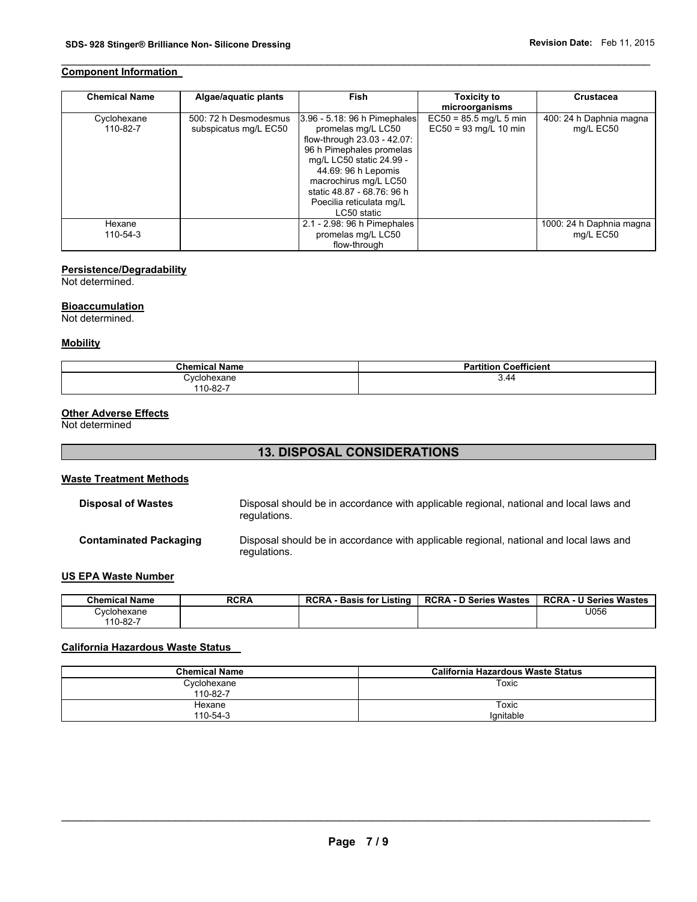## Component Information

| Chemical Name | Algae/aquatic plants | Fish | Toxicity to microorganisms | Crustacea |
|---|---|---|---|---|
| Cyclohexane 110-82-7 | 500: 72 h Desmodesmus subspicatus mg/L EC50 | 3.96 - 5.18: 96 h Pimephales promelas mg/L LC50 flow-through 23.03 - 42.07: 96 h Pimephales promelas mg/L LC50 static 24.99 - 44.69: 96 h Lepomis macrochirus mg/L LC50 static 48.87 - 68.76: 96 h Poecilia reticulata mg/L LC50 static | EC50 = 85.5 mg/L 5 min EC50 = 93 mg/L 10 min | 400: 24 h Daphnia magna mg/L EC50 |
| Hexane 110-54-3 | | 2.1 - 2.98: 96 h Pimephales promelas mg/L LC50 flow-through | | 1000: 24 h Daphnia magna mg/L EC50 |

### Persistence/Degradability
Not determined.

### Bioaccumulation
Not determined.

### Mobility

| Chemical Name | Partition Coefficient |
|---|---|
| Cyclohexane 110-82-7 | 3.44 |

### Other Adverse Effects
Not determined

## 13. DISPOSAL CONSIDERATIONS

### Waste Treatment Methods

**Disposal of Wastes** Disposal should be in accordance with applicable regional, national and local laws and regulations.

**Contaminated Packaging** Disposal should be in accordance with applicable regional, national and local laws and regulations.

### US EPA Waste Number

| Chemical Name | RCRA | RCRA - Basis for Listing | RCRA - D Series Wastes | RCRA - U Series Wastes |
|---|---|---|---|---|
| Cyclohexane 110-82-7 | | | | U056 |

### California Hazardous Waste Status

| Chemical Name | California Hazardous Waste Status |
|---|---|
| Cyclohexane 110-82-7 | Toxic |
| Hexane 110-54-3 | Toxic Ignitable |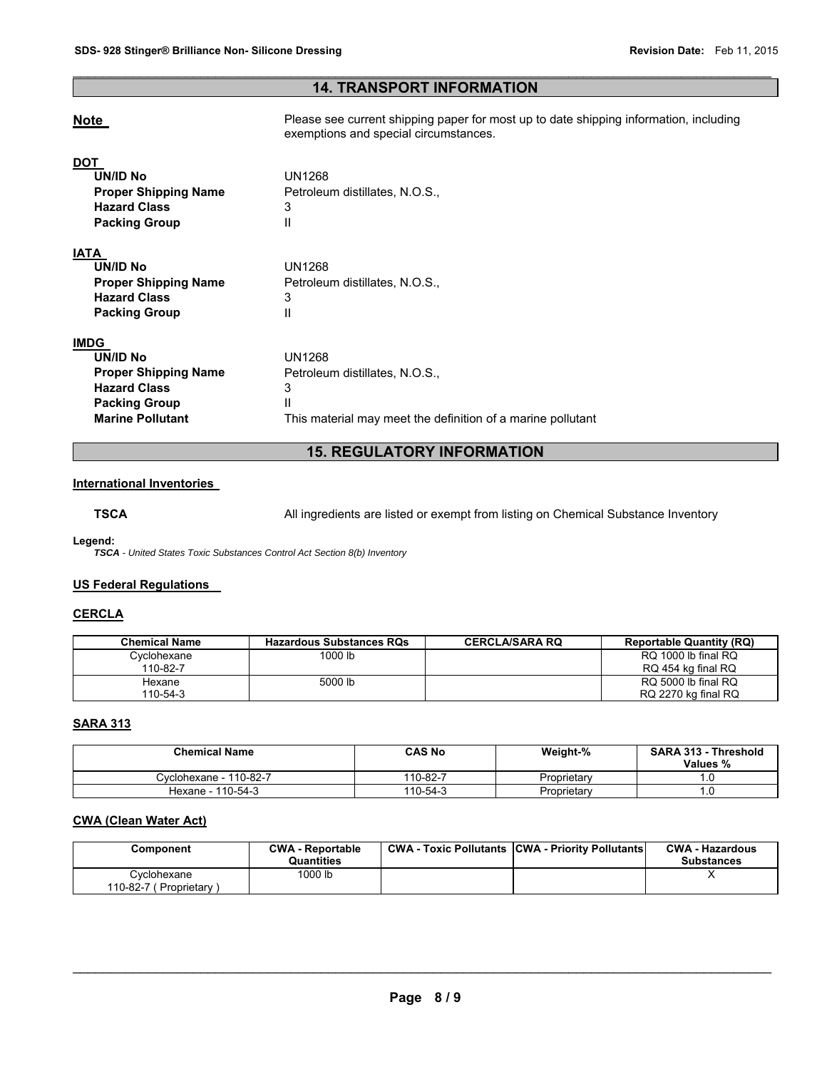## 14. TRANSPORT INFORMATION

**Note** Please see current shipping paper for most up to date shipping information, including exemptions and special circumstances.

**DOT**

- **UN/ID No** UN1268
- **Proper Shipping Name** Petroleum distillates, N.O.S.,
- **Hazard Class** 3
- **Packing Group** II

**IATA**

- **UN/ID No** UN1268
- **Proper Shipping Name** Petroleum distillates, N.O.S.,
- **Hazard Class** 3
- **Packing Group** II

**IMDG**

- **UN/ID No** UN1268
- **Proper Shipping Name** Petroleum distillates, N.O.S.,
- **Hazard Class** 3
- **Packing Group** II
- **Marine Pollutant** This material may meet the definition of a marine pollutant

## 15. REGULATORY INFORMATION

### International Inventories

**TSCA** All ingredients are listed or exempt from listing on Chemical Substance Inventory

**Legend:**
*TSCA - United States Toxic Substances Control Act Section 8(b) Inventory*

### US Federal Regulations

### CERCLA

| Chemical Name | Hazardous Substances RQs | CERCLA/SARA RQ | Reportable Quantity (RQ) |
|---|---|---|---|
| Cyclohexane 110-82-7 | 1000 lb | | RQ 1000 lb final RQ RQ 454 kg final RQ |
| Hexane 110-54-3 | 5000 lb | | RQ 5000 lb final RQ RQ 2270 kg final RQ |

### SARA 313

| Chemical Name | CAS No | Weight-% | SARA 313 - Threshold Values % |
|---|---|---|---|
| Cyclohexane - 110-82-7 | 110-82-7 | Proprietary | 1.0 |
| Hexane - 110-54-3 | 110-54-3 | Proprietary | 1.0 |

### CWA (Clean Water Act)

| Component | CWA - Reportable Quantities | CWA - Toxic Pollutants | CWA - Priority Pollutants | CWA - Hazardous Substances |
|---|---|---|---|---|
| Cyclohexane 110-82-7 ( Proprietary ) | 1000 lb | | | X |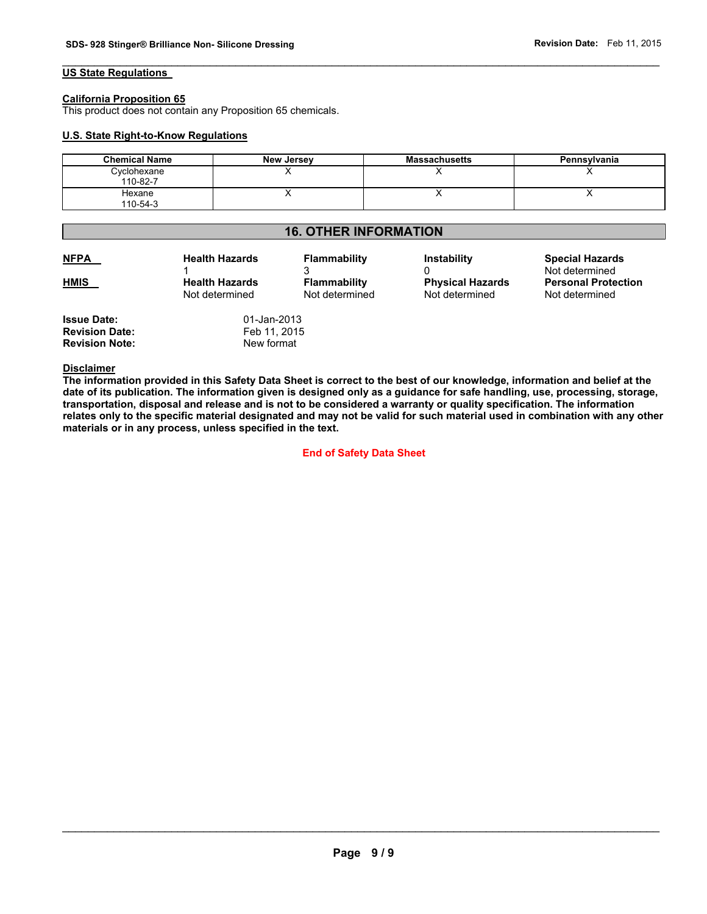## US State Regulations

### California Proposition 65

This product does not contain any Proposition 65 chemicals.

### U.S. State Right-to-Know Regulations

| Chemical Name | New Jersey | Massachusetts | Pennsylvania |
|---|---|---|---|
| Cyclohexane<br>110-82-7 | X | X | X |
| Hexane<br>110-54-3 | X | X | X |

## 16. OTHER INFORMATION

| | | | | |
|---|---|---|---|---|
| **NFPA** | **Health Hazards**<br>1 | **Flammability**<br>3 | **Instability**<br>0 | **Special Hazards**<br>Not determined |
| **HMIS** | **Health Hazards**<br>Not determined | **Flammability**<br>Not determined | **Physical Hazards**<br>Not determined | **Personal Protection**<br>Not determined |

**Issue Date:** 01-Jan-2013
**Revision Date:** Feb 11, 2015
**Revision Note:** New format

### Disclaimer

**The information provided in this Safety Data Sheet is correct to the best of our knowledge, information and belief at the date of its publication. The information given is designed only as a guidance for safe handling, use, processing, storage, transportation, disposal and release and is not to be considered a warranty or quality specification. The information relates only to the specific material designated and may not be valid for such material used in combination with any other materials or in any process, unless specified in the text.**

**End of Safety Data Sheet**